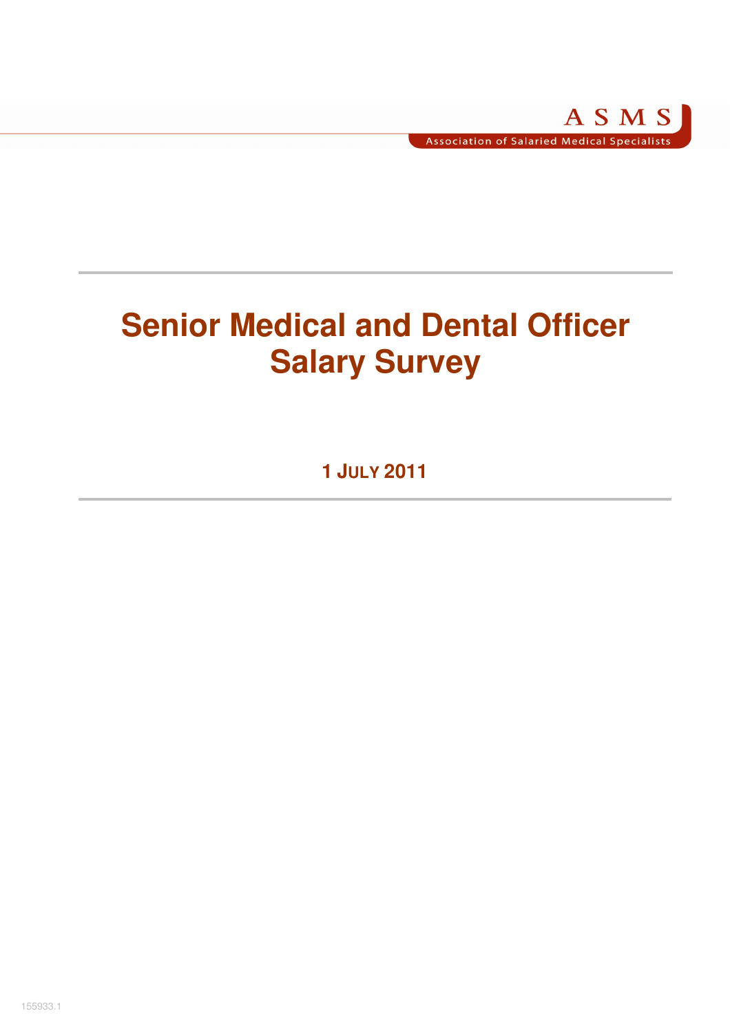ASMS

Association of Salaried Medical Specialists

# Senior Medical and Dental Officer Salary Survey

**1 July 2011**

155933.1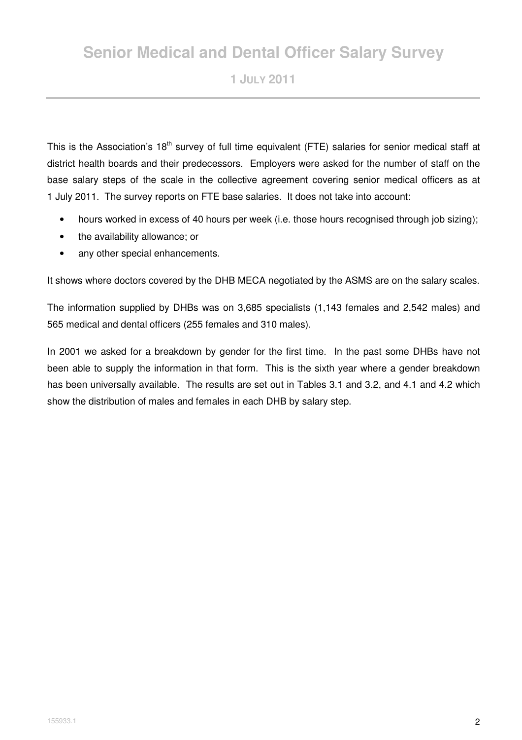# Senior Medical and Dental Officer Salary Survey

## 1 July 2011

This is the Association's 18th survey of full time equivalent (FTE) salaries for senior medical staff at district health boards and their predecessors. Employers were asked for the number of staff on the base salary steps of the scale in the collective agreement covering senior medical officers as at 1 July 2011. The survey reports on FTE base salaries. It does not take into account:

- hours worked in excess of 40 hours per week (i.e. those hours recognised through job sizing);
- the availability allowance; or
- any other special enhancements.

It shows where doctors covered by the DHB MECA negotiated by the ASMS are on the salary scales.

The information supplied by DHBs was on 3,685 specialists (1,143 females and 2,542 males) and 565 medical and dental officers (255 females and 310 males).

In 2001 we asked for a breakdown by gender for the first time. In the past some DHBs have not been able to supply the information in that form. This is the sixth year where a gender breakdown has been universally available. The results are set out in Tables 3.1 and 3.2, and 4.1 and 4.2 which show the distribution of males and females in each DHB by salary step.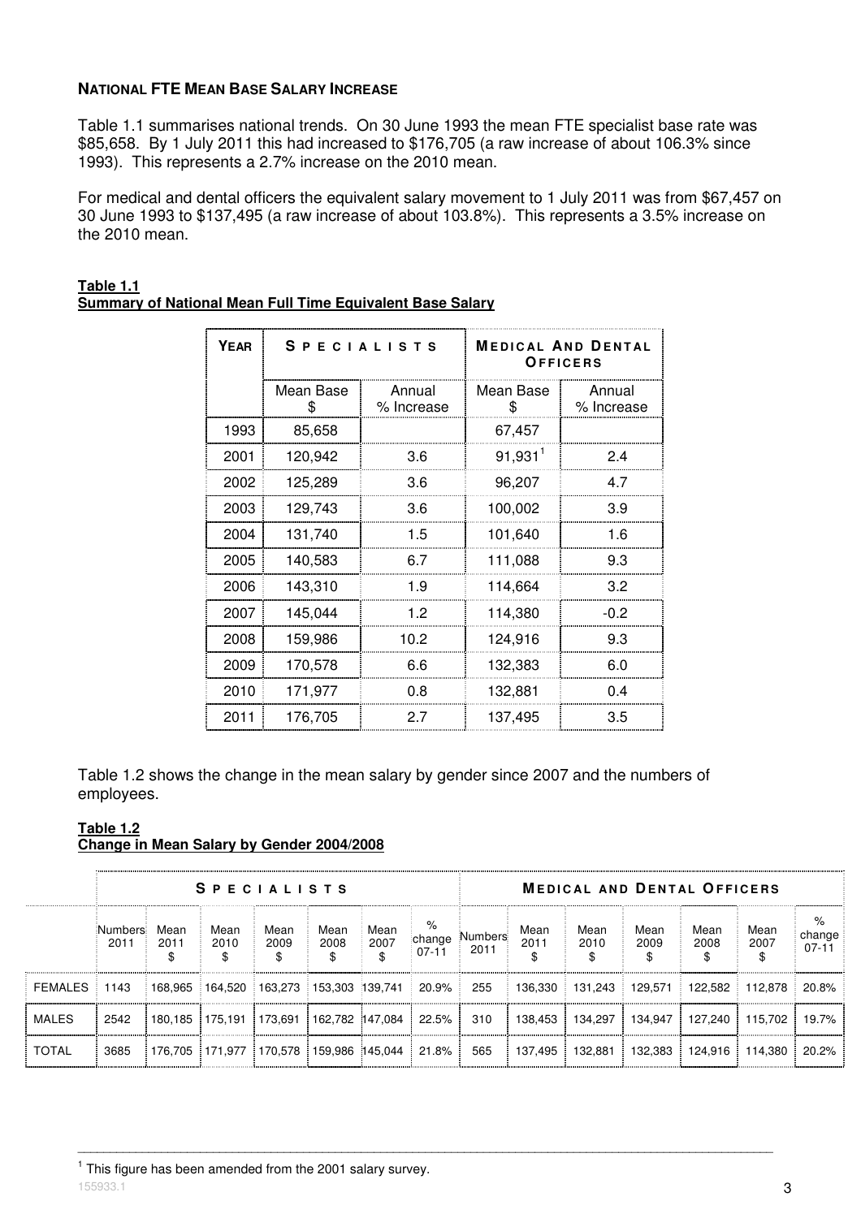**NATIONAL FTE MEAN BASE SALARY INCREASE**

Table 1.1 summarises national trends. On 30 June 1993 the mean FTE specialist base rate was \$85,658. By 1 July 2011 this had increased to \$176,705 (a raw increase of about 106.3% since 1993). This represents a 2.7% increase on the 2010 mean.

For medical and dental officers the equivalent salary movement to 1 July 2011 was from \$67,457 on 30 June 1993 to \$137,495 (a raw increase of about 103.8%). This represents a 3.5% increase on the 2010 mean.

**Table 1.1**
**Summary of National Mean Full Time Equivalent Base Salary**

| YEAR | SPECIALISTS | | MEDICAL AND DENTAL OFFICERS | |
|---|---|---|---|---|
| | Mean Base $ | Annual % Increase | Mean Base $ | Annual % Increase |
| 1993 | 85,658 | | 67,457 | |
| 2001 | 120,942 | 3.6 | 91,931[1] | 2.4 |
| 2002 | 125,289 | 3.6 | 96,207 | 4.7 |
| 2003 | 129,743 | 3.6 | 100,002 | 3.9 |
| 2004 | 131,740 | 1.5 | 101,640 | 1.6 |
| 2005 | 140,583 | 6.7 | 111,088 | 9.3 |
| 2006 | 143,310 | 1.9 | 114,664 | 3.2 |
| 2007 | 145,044 | 1.2 | 114,380 | -0.2 |
| 2008 | 159,986 | 10.2 | 124,916 | 9.3 |
| 2009 | 170,578 | 6.6 | 132,383 | 6.0 |
| 2010 | 171,977 | 0.8 | 132,881 | 0.4 |
| 2011 | 176,705 | 2.7 | 137,495 | 3.5 |

Table 1.2 shows the change in the mean salary by gender since 2007 and the numbers of employees.

**Table 1.2**
**Change in Mean Salary by Gender 2004/2008**

| | SPECIALISTS | | | | | | | MEDICAL AND DENTAL OFFICERS | | | | | | |
|---|---|---|---|---|---|---|---|---|---|---|---|---|---|---|
| | Numbers 2011 | Mean 2011 $ | Mean 2010 $ | Mean 2009 $ | Mean 2008 $ | Mean 2007 $ | % change 07-11 | Numbers 2011 | Mean 2011 $ | Mean 2010 $ | Mean 2009 $ | Mean 2008 $ | Mean 2007 $ | % change 07-11 |
| FEMALES | 1143 | 168,965 | 164,520 | 163,273 | 153,303 | 139,741 | 20.9% | 255 | 136,330 | 131,243 | 129,571 | 122,582 | 112,878 | 20.8% |
| MALES | 2542 | 180,185 | 175,191 | 173,691 | 162,782 | 147,084 | 22.5% | 310 | 138,453 | 134,297 | 134,947 | 127,240 | 115,702 | 19.7% |
| TOTAL | 3685 | 176,705 | 171,977 | 170,578 | 159,986 | 145,044 | 21.8% | 565 | 137,495 | 132,881 | 132,383 | 124,916 | 114,380 | 20.2% |

---

[1] This figure has been amended from the 2001 salary survey.

155933.1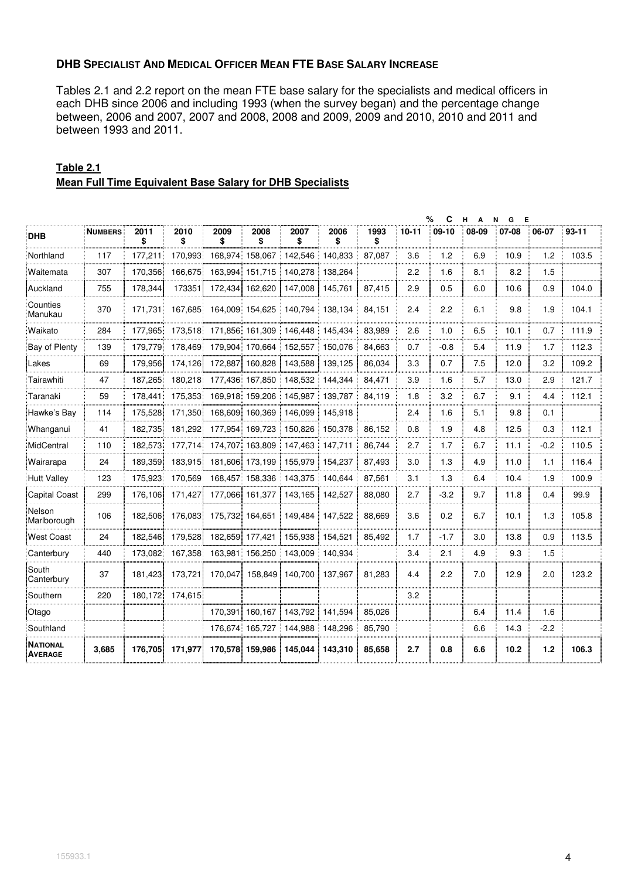**DHB SPECIALIST AND MEDICAL OFFICER MEAN FTE BASE SALARY INCREASE**

Tables 2.1 and 2.2 report on the mean FTE base salary for the specialists and medical officers in each DHB since 2006 and including 1993 (when the survey began) and the percentage change between, 2006 and 2007, 2007 and 2008, 2008 and 2009, 2009 and 2010, 2010 and 2011 and between 1993 and 2011.

**Table 2.1**
**Mean Full Time Equivalent Base Salary for DHB Specialists**

| | | | | | | | | | % CHANGE | | | | | |
|---|---|---|---|---|---|---|---|---|---|---|---|---|---|---|
| **DHB** | **NUMBERS** | **2011 $** | **2010 $** | **2009 $** | **2008 $** | **2007 $** | **2006 $** | **1993 $** | **10-11** | **09-10** | **08-09** | **07-08** | **06-07** | **93-11** |
| Northland | 117 | 177,211 | 170,993 | 168,974 | 158,067 | 142,546 | 140,833 | 87,087 | 3.6 | 1.2 | 6.9 | 10.9 | 1.2 | 103.5 |
| Waitemata | 307 | 170,356 | 166,675 | 163,994 | 151,715 | 140,278 | 138,264 | | 2.2 | 1.6 | 8.1 | 8.2 | 1.5 | |
| Auckland | 755 | 178,344 | 173351 | 172,434 | 162,620 | 147,008 | 145,761 | 87,415 | 2.9 | 0.5 | 6.0 | 10.6 | 0.9 | 104.0 |
| Counties Manukau | 370 | 171,731 | 167,685 | 164,009 | 154,625 | 140,794 | 138,134 | 84,151 | 2.4 | 2.2 | 6.1 | 9.8 | 1.9 | 104.1 |
| Waikato | 284 | 177,965 | 173,518 | 171,856 | 161,309 | 146,448 | 145,434 | 83,989 | 2.6 | 1.0 | 6.5 | 10.1 | 0.7 | 111.9 |
| Bay of Plenty | 139 | 179,779 | 178,469 | 179,904 | 170,664 | 152,557 | 150,076 | 84,663 | 0.7 | -0.8 | 5.4 | 11.9 | 1.7 | 112.3 |
| Lakes | 69 | 179,956 | 174,126 | 172,887 | 160,828 | 143,588 | 139,125 | 86,034 | 3.3 | 0.7 | 7.5 | 12.0 | 3.2 | 109.2 |
| Tairawhiti | 47 | 187,265 | 180,218 | 177,436 | 167,850 | 148,532 | 144,344 | 84,471 | 3.9 | 1.6 | 5.7 | 13.0 | 2.9 | 121.7 |
| Taranaki | 59 | 178,441 | 175,353 | 169,918 | 159,206 | 145,987 | 139,787 | 84,119 | 1.8 | 3.2 | 6.7 | 9.1 | 4.4 | 112.1 |
| Hawke's Bay | 114 | 175,528 | 171,350 | 168,609 | 160,369 | 146,099 | 145,918 | | 2.4 | 1.6 | 5.1 | 9.8 | 0.1 | |
| Whanganui | 41 | 182,735 | 181,292 | 177,954 | 169,723 | 150,826 | 150,378 | 86,152 | 0.8 | 1.9 | 4.8 | 12.5 | 0.3 | 112.1 |
| MidCentral | 110 | 182,573 | 177,714 | 174,707 | 163,809 | 147,463 | 147,711 | 86,744 | 2.7 | 1.7 | 6.7 | 11.1 | -0.2 | 110.5 |
| Wairarapa | 24 | 189,359 | 183,915 | 181,606 | 173,199 | 155,979 | 154,237 | 87,493 | 3.0 | 1.3 | 4.9 | 11.0 | 1.1 | 116.4 |
| Hutt Valley | 123 | 175,923 | 170,569 | 168,457 | 158,336 | 143,375 | 140,644 | 87,561 | 3.1 | 1.3 | 6.4 | 10.4 | 1.9 | 100.9 |
| Capital Coast | 299 | 176,106 | 171,427 | 177,066 | 161,377 | 143,165 | 142,527 | 88,080 | 2.7 | -3.2 | 9.7 | 11.8 | 0.4 | 99.9 |
| Nelson Marlborough | 106 | 182,506 | 176,083 | 175,732 | 164,651 | 149,484 | 147,522 | 88,669 | 3.6 | 0.2 | 6.7 | 10.1 | 1.3 | 105.8 |
| West Coast | 24 | 182,546 | 179,528 | 182,659 | 177,421 | 155,938 | 154,521 | 85,492 | 1.7 | -1.7 | 3.0 | 13.8 | 0.9 | 113.5 |
| Canterbury | 440 | 173,082 | 167,358 | 163,981 | 156,250 | 143,009 | 140,934 | | 3.4 | 2.1 | 4.9 | 9.3 | 1.5 | |
| South Canterbury | 37 | 181,423 | 173,721 | 170,047 | 158,849 | 140,700 | 137,967 | 81,283 | 4.4 | 2.2 | 7.0 | 12.9 | 2.0 | 123.2 |
| Southern | 220 | 180,172 | 174,615 | | | | | | 3.2 | | | | | |
| Otago | | | | 170,391 | 160,167 | 143,792 | 141,594 | 85,026 | | | 6.4 | 11.4 | 1.6 | |
| Southland | | | | 176,674 | 165,727 | 144,988 | 148,296 | 85,790 | | | 6.6 | 14.3 | -2.2 | |
| **NATIONAL AVERAGE** | **3,685** | **176,705** | **171,977** | **170,578** | **159,986** | **145,044** | **143,310** | **85,658** | **2.7** | **0.8** | **6.6** | **10.2** | **1.2** | **106.3** |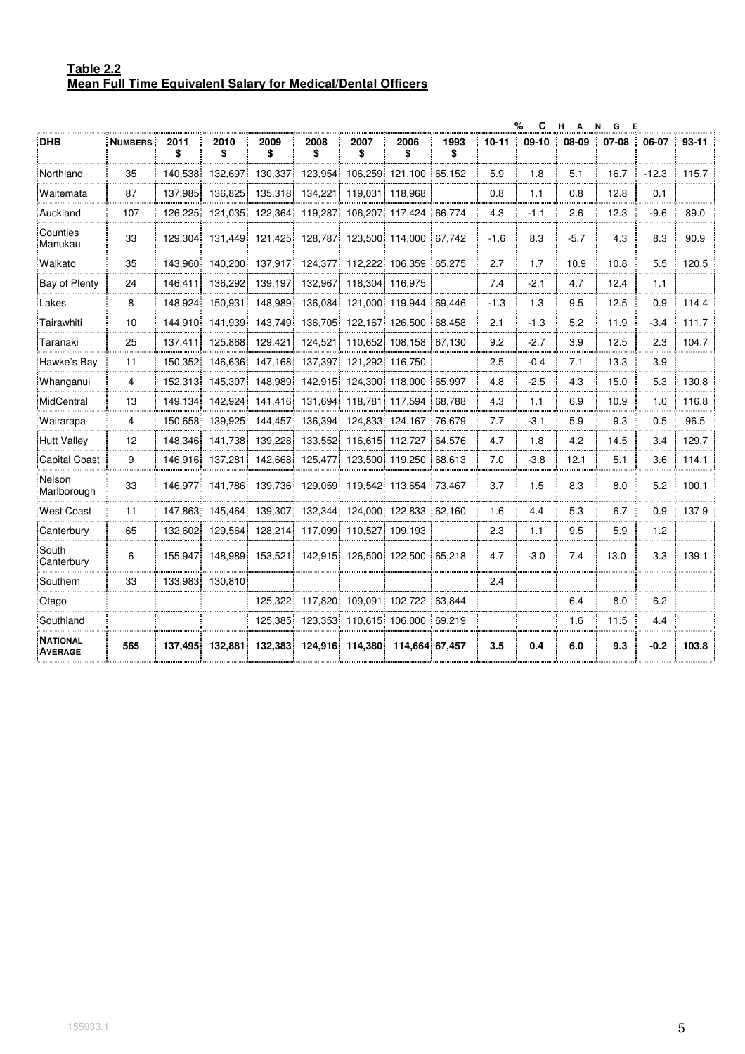**Table 2.2**
**Mean Full Time Equivalent Salary for Medical/Dental Officers**

| DHB | NUMBERS | 2011 $ | 2010 $ | 2009 $ | 2008 $ | 2007 $ | 2006 $ | 1993 $ | % CHANGE 10-11 | 09-10 | 08-09 | 07-08 | 06-07 | 93-11 |
|---|---|---|---|---|---|---|---|---|---|---|---|---|---|---|
| Northland | 35 | 140,538 | 132,697 | 130,337 | 123,954 | 106,259 | 121,100 | 65,152 | 5.9 | 1.8 | 5.1 | 16.7 | -12.3 | 115.7 |
| Waitemata | 87 | 137,985 | 136,825 | 135,318 | 134,221 | 119,031 | 118,968 | | 0.8 | 1.1 | 0.8 | 12.8 | 0.1 | |
| Auckland | 107 | 126,225 | 121,035 | 122,364 | 119,287 | 106,207 | 117,424 | 66,774 | 4.3 | -1.1 | 2.6 | 12.3 | -9.6 | 89.0 |
| Counties Manukau | 33 | 129,304 | 131,449 | 121,425 | 128,787 | 123,500 | 114,000 | 67,742 | -1.6 | 8.3 | -5.7 | 4.3 | 8.3 | 90.9 |
| Waikato | 35 | 143,960 | 140,200 | 137,917 | 124,377 | 112,222 | 106,359 | 65,275 | 2.7 | 1.7 | 10.9 | 10.8 | 5.5 | 120.5 |
| Bay of Plenty | 24 | 146,411 | 136,292 | 139,197 | 132,967 | 118,304 | 116,975 | | 7.4 | -2.1 | 4.7 | 12.4 | 1.1 | |
| Lakes | 8 | 148,924 | 150,931 | 148,989 | 136,084 | 121,000 | 119,944 | 69,446 | -1.3 | 1.3 | 9.5 | 12.5 | 0.9 | 114.4 |
| Tairawhiti | 10 | 144,910 | 141,939 | 143,749 | 136,705 | 122,167 | 126,500 | 68,458 | 2.1 | -1.3 | 5.2 | 11.9 | -3.4 | 111.7 |
| Taranaki | 25 | 137,411 | 125,868 | 129,421 | 124,521 | 110,652 | 108,158 | 67,130 | 9.2 | -2.7 | 3.9 | 12.5 | 2.3 | 104.7 |
| Hawke's Bay | 11 | 150,352 | 146,636 | 147,168 | 137,397 | 121,292 | 116,750 | | 2.5 | -0.4 | 7.1 | 13.3 | 3.9 | |
| Whanganui | 4 | 152,313 | 145,307 | 148,989 | 142,915 | 124,300 | 118,000 | 65,997 | 4.8 | -2.5 | 4.3 | 15.0 | 5.3 | 130.8 |
| MidCentral | 13 | 149,134 | 142,924 | 141,416 | 131,694 | 118,781 | 117,594 | 68,788 | 4.3 | 1.1 | 6.9 | 10.9 | 1.0 | 116.8 |
| Wairarapa | 4 | 150,658 | 139,925 | 144,457 | 136,394 | 124,833 | 124,167 | 76,679 | 7.7 | -3.1 | 5.9 | 9.3 | 0.5 | 96.5 |
| Hutt Valley | 12 | 148,346 | 141,738 | 139,228 | 133,552 | 116,615 | 112,727 | 64,576 | 4.7 | 1.8 | 4.2 | 14.5 | 3.4 | 129.7 |
| Capital Coast | 9 | 146,916 | 137,281 | 142,668 | 125,477 | 123,500 | 119,250 | 68,613 | 7.0 | -3.8 | 12.1 | 5.1 | 3.6 | 114.1 |
| Nelson Marlborough | 33 | 146,977 | 141,786 | 139,736 | 129,059 | 119,542 | 113,654 | 73,467 | 3.7 | 1.5 | 8.3 | 8.0 | 5.2 | 100.1 |
| West Coast | 11 | 147,863 | 145,464 | 139,307 | 132,344 | 124,000 | 122,833 | 62,160 | 1.6 | 4.4 | 5.3 | 6.7 | 0.9 | 137.9 |
| Canterbury | 65 | 132,602 | 129,564 | 128,214 | 117,099 | 110,527 | 109,193 | | 2.3 | 1.1 | 9.5 | 5.9 | 1.2 | |
| South Canterbury | 6 | 155,947 | 148,989 | 153,521 | 142,915 | 126,500 | 122,500 | 65,218 | 4.7 | -3.0 | 7.4 | 13.0 | 3.3 | 139.1 |
| Southern | 33 | 133,983 | 130,810 | | | | | | 2.4 | | | | | |
| Otago | | | | 125,322 | 117,820 | 109,091 | 102,722 | 63,844 | | | 6.4 | 8.0 | 6.2 | |
| Southland | | | | 125,385 | 123,353 | 110,615 | 106,000 | 69,219 | | | 1.6 | 11.5 | 4.4 | |
| **NATIONAL AVERAGE** | **565** | **137,495** | **132,881** | **132,383** | **124,916** | **114,380** | **114,664** | **67,457** | **3.5** | **0.4** | **6.0** | **9.3** | **-0.2** | **103.8** |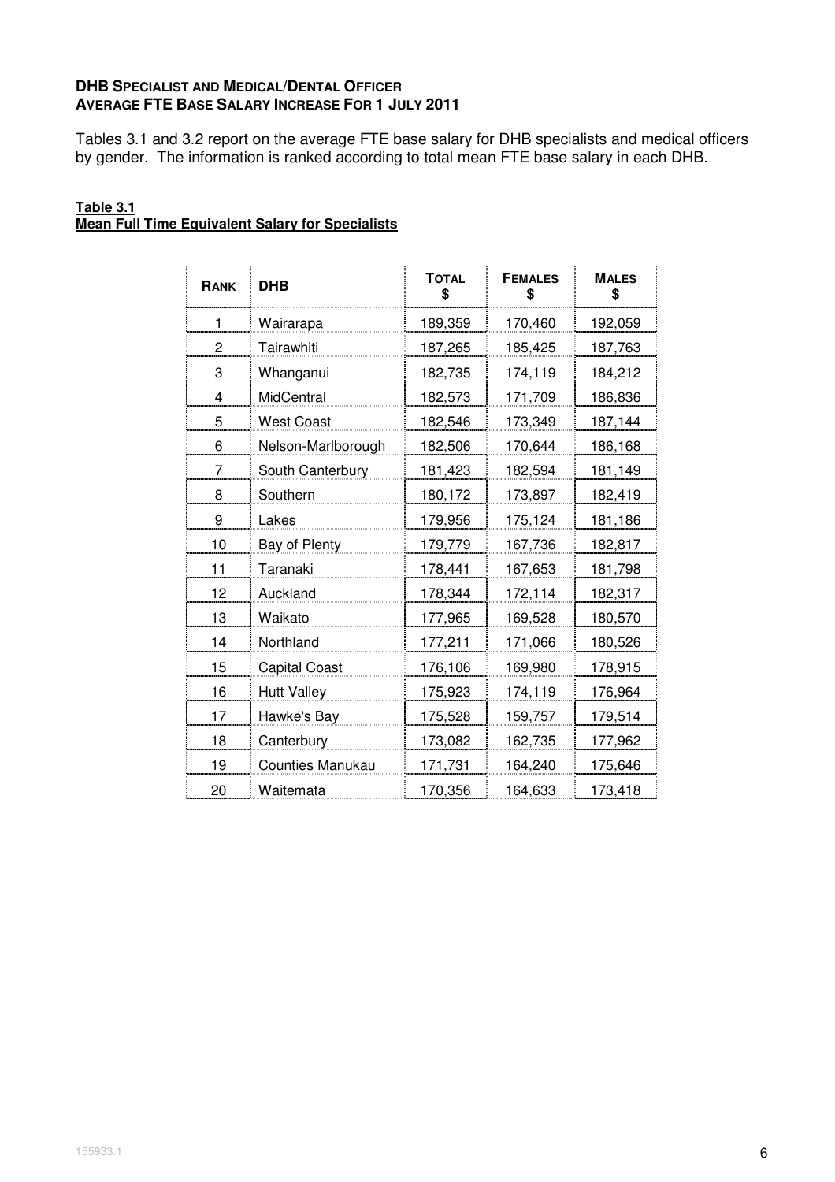**DHB SPECIALIST AND MEDICAL/DENTAL OFFICER**
**AVERAGE FTE BASE SALARY INCREASE FOR 1 JULY 2011**

Tables 3.1 and 3.2 report on the average FTE base salary for DHB specialists and medical officers by gender. The information is ranked according to total mean FTE base salary in each DHB.

**Table 3.1**
**Mean Full Time Equivalent Salary for Specialists**

| RANK | DHB | TOTAL $ | FEMALES $ | MALES $ |
|---|---|---|---|---|
| 1 | Wairarapa | 189,359 | 170,460 | 192,059 |
| 2 | Tairawhiti | 187,265 | 185,425 | 187,763 |
| 3 | Whanganui | 182,735 | 174,119 | 184,212 |
| 4 | MidCentral | 182,573 | 171,709 | 186,836 |
| 5 | West Coast | 182,546 | 173,349 | 187,144 |
| 6 | Nelson-Marlborough | 182,506 | 170,644 | 186,168 |
| 7 | South Canterbury | 181,423 | 182,594 | 181,149 |
| 8 | Southern | 180,172 | 173,897 | 182,419 |
| 9 | Lakes | 179,956 | 175,124 | 181,186 |
| 10 | Bay of Plenty | 179,779 | 167,736 | 182,817 |
| 11 | Taranaki | 178,441 | 167,653 | 181,798 |
| 12 | Auckland | 178,344 | 172,114 | 182,317 |
| 13 | Waikato | 177,965 | 169,528 | 180,570 |
| 14 | Northland | 177,211 | 171,066 | 180,526 |
| 15 | Capital Coast | 176,106 | 169,980 | 178,915 |
| 16 | Hutt Valley | 175,923 | 174,119 | 176,964 |
| 17 | Hawke's Bay | 175,528 | 159,757 | 179,514 |
| 18 | Canterbury | 173,082 | 162,735 | 177,962 |
| 19 | Counties Manukau | 171,731 | 164,240 | 175,646 |
| 20 | Waitemata | 170,356 | 164,633 | 173,418 |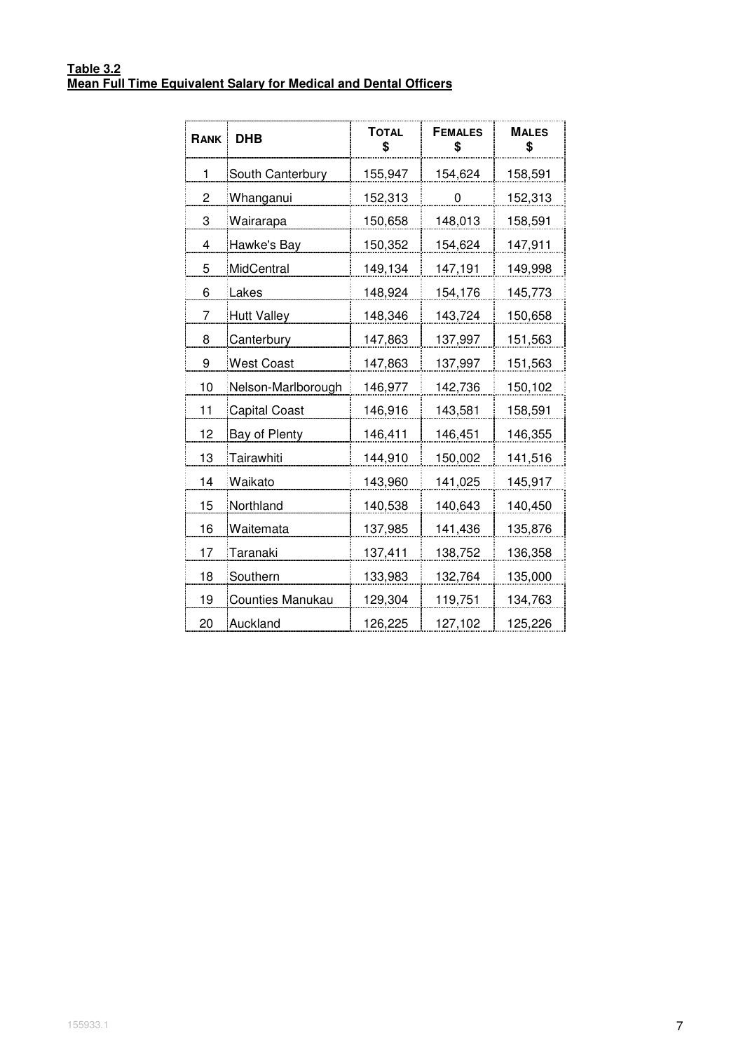**Table 3.2**
**Mean Full Time Equivalent Salary for Medical and Dental Officers**

| RANK | DHB | TOTAL $ | FEMALES $ | MALES $ |
|---|---|---|---|---|
| 1 | South Canterbury | 155,947 | 154,624 | 158,591 |
| 2 | Whanganui | 152,313 | 0 | 152,313 |
| 3 | Wairarapa | 150,658 | 148,013 | 158,591 |
| 4 | Hawke's Bay | 150,352 | 154,624 | 147,911 |
| 5 | MidCentral | 149,134 | 147,191 | 149,998 |
| 6 | Lakes | 148,924 | 154,176 | 145,773 |
| 7 | Hutt Valley | 148,346 | 143,724 | 150,658 |
| 8 | Canterbury | 147,863 | 137,997 | 151,563 |
| 9 | West Coast | 147,863 | 137,997 | 151,563 |
| 10 | Nelson-Marlborough | 146,977 | 142,736 | 150,102 |
| 11 | Capital Coast | 146,916 | 143,581 | 158,591 |
| 12 | Bay of Plenty | 146,411 | 146,451 | 146,355 |
| 13 | Tairawhiti | 144,910 | 150,002 | 141,516 |
| 14 | Waikato | 143,960 | 141,025 | 145,917 |
| 15 | Northland | 140,538 | 140,643 | 140,450 |
| 16 | Waitemata | 137,985 | 141,436 | 135,876 |
| 17 | Taranaki | 137,411 | 138,752 | 136,358 |
| 18 | Southern | 133,983 | 132,764 | 135,000 |
| 19 | Counties Manukau | 129,304 | 119,751 | 134,763 |
| 20 | Auckland | 126,225 | 127,102 | 125,226 |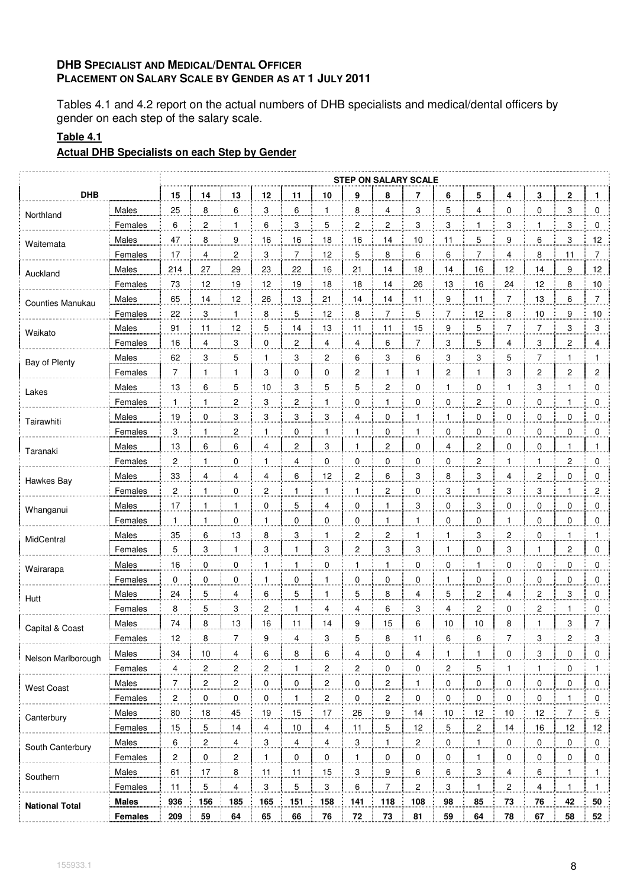**DHB SPECIALIST AND MEDICAL/DENTAL OFFICER**
**PLACEMENT ON SALARY SCALE BY GENDER AS AT 1 JULY 2011**

Tables 4.1 and 4.2 report on the actual numbers of DHB specialists and medical/dental officers by gender on each step of the salary scale.

**Table 4.1**

**Actual DHB Specialists on each Step by Gender**

| | | STEP ON SALARY SCALE | | | | | | | | | | | | | | |
|---|---|---|---|---|---|---|---|---|---|---|---|---|---|---|---|---|
| **DHB** | | **15** | **14** | **13** | **12** | **11** | **10** | **9** | **8** | **7** | **6** | **5** | **4** | **3** | **2** | **1** |
| Northland | Males | 25 | 8 | 6 | 3 | 6 | 1 | 8 | 4 | 3 | 5 | 4 | 0 | 0 | 3 | 0 |
| | Females | 6 | 2 | 1 | 6 | 3 | 5 | 2 | 2 | 3 | 3 | 1 | 3 | 1 | 3 | 0 |
| Waitemata | Males | 47 | 8 | 9 | 16 | 16 | 18 | 16 | 14 | 10 | 11 | 5 | 9 | 6 | 3 | 12 |
| | Females | 17 | 4 | 2 | 3 | 7 | 12 | 5 | 8 | 6 | 6 | 7 | 4 | 8 | 11 | 7 |
| Auckland | Males | 214 | 27 | 29 | 23 | 22 | 16 | 21 | 14 | 18 | 14 | 16 | 12 | 14 | 9 | 12 |
| | Females | 73 | 12 | 19 | 12 | 19 | 18 | 18 | 14 | 26 | 13 | 16 | 24 | 12 | 8 | 10 |
| Counties Manukau | Males | 65 | 14 | 12 | 26 | 13 | 21 | 14 | 14 | 11 | 9 | 11 | 7 | 13 | 6 | 7 |
| | Females | 22 | 3 | 1 | 8 | 5 | 12 | 8 | 7 | 5 | 7 | 12 | 8 | 10 | 9 | 10 |
| Waikato | Males | 91 | 11 | 12 | 5 | 14 | 13 | 11 | 11 | 15 | 9 | 5 | 7 | 7 | 3 | 3 |
| | Females | 16 | 4 | 3 | 0 | 2 | 4 | 4 | 6 | 7 | 3 | 5 | 4 | 3 | 2 | 4 |
| Bay of Plenty | Males | 62 | 3 | 5 | 1 | 3 | 2 | 6 | 3 | 6 | 3 | 3 | 5 | 7 | 1 | 1 |
| | Females | 7 | 1 | 1 | 3 | 0 | 0 | 2 | 1 | 1 | 2 | 1 | 3 | 2 | 2 | 2 |
| Lakes | Males | 13 | 6 | 5 | 10 | 3 | 5 | 5 | 2 | 0 | 1 | 0 | 1 | 3 | 1 | 0 |
| | Females | 1 | 1 | 2 | 3 | 2 | 1 | 0 | 1 | 0 | 0 | 2 | 0 | 0 | 1 | 0 |
| Tairawhiti | Males | 19 | 0 | 3 | 3 | 3 | 3 | 4 | 0 | 1 | 1 | 0 | 0 | 0 | 0 | 0 |
| | Females | 3 | 1 | 2 | 1 | 0 | 1 | 1 | 0 | 1 | 0 | 0 | 0 | 0 | 0 | 0 |
| Taranaki | Males | 13 | 6 | 6 | 4 | 2 | 3 | 1 | 2 | 0 | 4 | 2 | 0 | 0 | 1 | 1 |
| | Females | 2 | 1 | 0 | 1 | 4 | 0 | 0 | 0 | 0 | 0 | 2 | 1 | 1 | 2 | 0 |
| Hawkes Bay | Males | 33 | 4 | 4 | 4 | 6 | 12 | 2 | 6 | 3 | 8 | 3 | 4 | 2 | 0 | 0 |
| | Females | 2 | 1 | 0 | 2 | 1 | 1 | 1 | 2 | 0 | 3 | 1 | 3 | 3 | 1 | 2 |
| Whanganui | Males | 17 | 1 | 1 | 0 | 5 | 4 | 0 | 1 | 3 | 0 | 3 | 0 | 0 | 0 | 0 |
| | Females | 1 | 1 | 0 | 1 | 0 | 0 | 0 | 1 | 1 | 0 | 0 | 1 | 0 | 0 | 0 |
| MidCentral | Males | 35 | 6 | 13 | 8 | 3 | 1 | 2 | 2 | 1 | 1 | 3 | 2 | 0 | 1 | 1 |
| | Females | 5 | 3 | 1 | 3 | 1 | 3 | 2 | 3 | 3 | 1 | 0 | 3 | 1 | 2 | 0 |
| Wairarapa | Males | 16 | 0 | 0 | 1 | 1 | 0 | 1 | 1 | 0 | 0 | 1 | 0 | 0 | 0 | 0 |
| | Females | 0 | 0 | 0 | 1 | 0 | 1 | 0 | 0 | 0 | 1 | 0 | 0 | 0 | 0 | 0 |
| Hutt | Males | 24 | 5 | 4 | 6 | 5 | 1 | 5 | 8 | 4 | 5 | 2 | 4 | 2 | 3 | 0 |
| | Females | 8 | 5 | 3 | 2 | 1 | 4 | 4 | 6 | 3 | 4 | 2 | 0 | 2 | 1 | 0 |
| Capital & Coast | Males | 74 | 8 | 13 | 16 | 11 | 14 | 9 | 15 | 6 | 10 | 10 | 8 | 1 | 3 | 7 |
| | Females | 12 | 8 | 7 | 9 | 4 | 3 | 5 | 8 | 11 | 6 | 6 | 7 | 3 | 2 | 3 |
| Nelson Marlborough | Males | 34 | 10 | 4 | 6 | 8 | 6 | 4 | 0 | 4 | 1 | 1 | 0 | 3 | 0 | 0 |
| | Females | 4 | 2 | 2 | 2 | 1 | 2 | 2 | 0 | 0 | 2 | 5 | 1 | 1 | 0 | 1 |
| West Coast | Males | 7 | 2 | 2 | 0 | 0 | 2 | 0 | 2 | 1 | 0 | 0 | 0 | 0 | 0 | 0 |
| | Females | 2 | 0 | 0 | 0 | 1 | 2 | 0 | 2 | 0 | 0 | 0 | 0 | 0 | 1 | 0 |
| Canterbury | Males | 80 | 18 | 45 | 19 | 15 | 17 | 26 | 9 | 14 | 10 | 12 | 10 | 12 | 7 | 5 |
| | Females | 15 | 5 | 14 | 4 | 10 | 4 | 11 | 5 | 12 | 5 | 2 | 14 | 16 | 12 | 12 |
| South Canterbury | Males | 6 | 2 | 4 | 3 | 4 | 4 | 3 | 1 | 2 | 0 | 1 | 0 | 0 | 0 | 0 |
| | Females | 2 | 0 | 2 | 1 | 0 | 0 | 1 | 0 | 0 | 0 | 1 | 0 | 0 | 0 | 0 |
| Southern | Males | 61 | 17 | 8 | 11 | 11 | 15 | 3 | 9 | 6 | 6 | 3 | 4 | 6 | 1 | 1 |
| | Females | 11 | 5 | 4 | 3 | 5 | 3 | 6 | 7 | 2 | 3 | 1 | 2 | 4 | 1 | 1 |
| **National Total** | **Males** | **936** | **156** | **185** | **165** | **151** | **158** | **141** | **118** | **108** | **98** | **85** | **73** | **76** | **42** | **50** |
| | **Females** | **209** | **59** | **64** | **65** | **66** | **76** | **72** | **73** | **81** | **59** | **64** | **78** | **67** | **58** | **52** |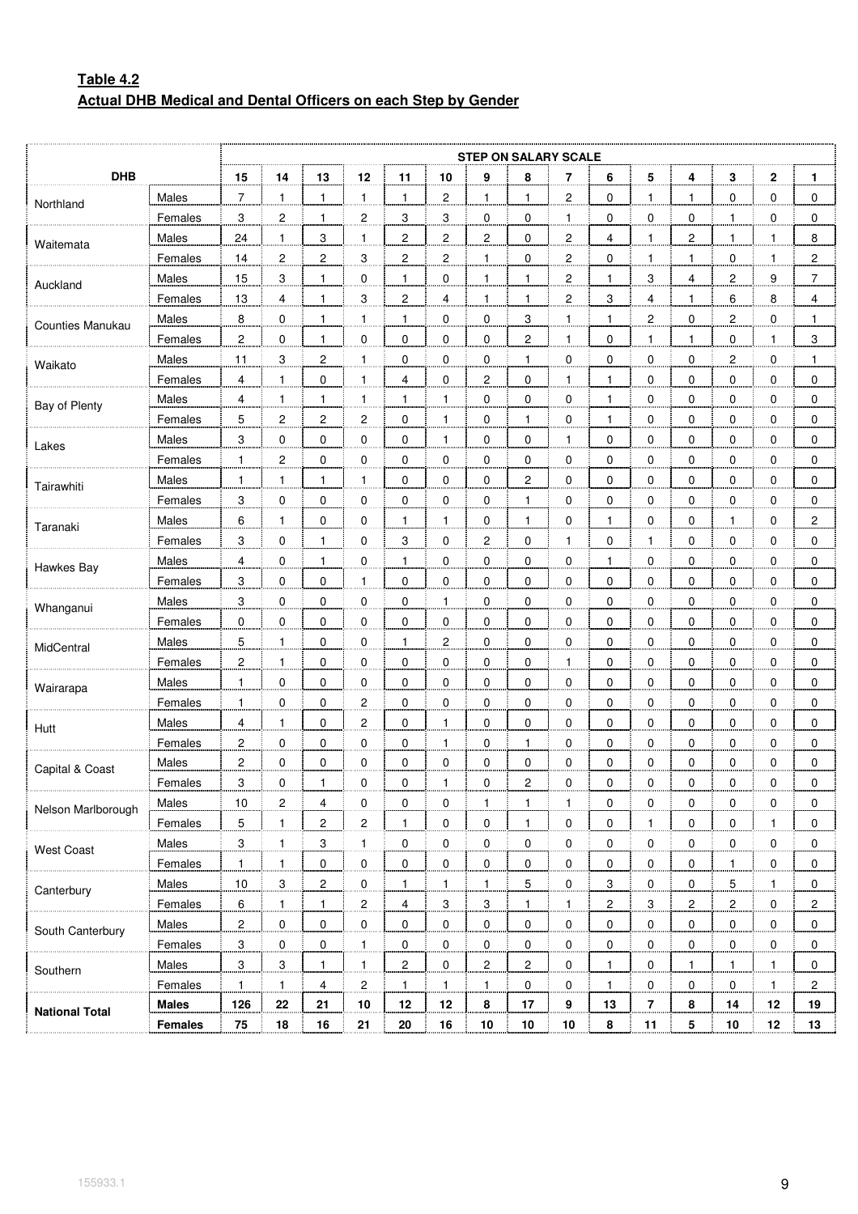**Table 4.2**
**Actual DHB Medical and Dental Officers on each Step by Gender**

| DHB | | STEP ON SALARY SCALE | | | | | | | | | | | | | | |
|---|---|---|---|---|---|---|---|---|---|---|---|---|---|---|---|---|
| | | 15 | 14 | 13 | 12 | 11 | 10 | 9 | 8 | 7 | 6 | 5 | 4 | 3 | 2 | 1 |
| Northland | Males | 7 | 1 | 1 | 1 | 1 | 2 | 1 | 1 | 2 | 0 | 1 | 1 | 0 | 0 | 0 |
| | Females | 3 | 2 | 1 | 2 | 3 | 3 | 0 | 0 | 1 | 0 | 0 | 0 | 1 | 0 | 0 |
| Waitemata | Males | 24 | 1 | 3 | 1 | 2 | 2 | 2 | 0 | 2 | 4 | 1 | 2 | 1 | 1 | 8 |
| | Females | 14 | 2 | 2 | 3 | 2 | 2 | 1 | 0 | 2 | 0 | 1 | 1 | 0 | 1 | 2 |
| Auckland | Males | 15 | 3 | 1 | 0 | 1 | 0 | 1 | 1 | 2 | 1 | 3 | 4 | 2 | 9 | 7 |
| | Females | 13 | 4 | 1 | 3 | 2 | 4 | 1 | 1 | 2 | 3 | 4 | 1 | 6 | 8 | 4 |
| Counties Manukau | Males | 8 | 0 | 1 | 1 | 1 | 0 | 0 | 3 | 1 | 1 | 2 | 0 | 2 | 0 | 1 |
| | Females | 2 | 0 | 1 | 0 | 0 | 0 | 0 | 2 | 1 | 0 | 1 | 1 | 0 | 1 | 3 |
| Waikato | Males | 11 | 3 | 2 | 1 | 0 | 0 | 0 | 1 | 0 | 0 | 0 | 0 | 2 | 0 | 1 |
| | Females | 4 | 1 | 0 | 1 | 4 | 0 | 2 | 0 | 1 | 1 | 0 | 0 | 0 | 0 | 0 |
| Bay of Plenty | Males | 4 | 1 | 1 | 1 | 1 | 1 | 0 | 0 | 0 | 1 | 0 | 0 | 0 | 0 | 0 |
| | Females | 5 | 2 | 2 | 2 | 0 | 1 | 0 | 1 | 0 | 1 | 0 | 0 | 0 | 0 | 0 |
| Lakes | Males | 3 | 0 | 0 | 0 | 0 | 1 | 0 | 0 | 1 | 0 | 0 | 0 | 0 | 0 | 0 |
| | Females | 1 | 2 | 0 | 0 | 0 | 0 | 0 | 0 | 0 | 0 | 0 | 0 | 0 | 0 | 0 |
| Tairawhiti | Males | 1 | 1 | 1 | 1 | 0 | 0 | 0 | 2 | 0 | 0 | 0 | 0 | 0 | 0 | 0 |
| | Females | 3 | 0 | 0 | 0 | 0 | 0 | 0 | 1 | 0 | 0 | 0 | 0 | 0 | 0 | 0 |
| Taranaki | Males | 6 | 1 | 0 | 0 | 1 | 1 | 0 | 1 | 0 | 1 | 0 | 0 | 1 | 0 | 2 |
| | Females | 3 | 0 | 1 | 0 | 3 | 0 | 2 | 0 | 1 | 0 | 1 | 0 | 0 | 0 | 0 |
| Hawkes Bay | Males | 4 | 0 | 1 | 0 | 1 | 0 | 0 | 0 | 0 | 1 | 0 | 0 | 0 | 0 | 0 |
| | Females | 3 | 0 | 0 | 1 | 0 | 0 | 0 | 0 | 0 | 0 | 0 | 0 | 0 | 0 | 0 |
| Whanganui | Males | 3 | 0 | 0 | 0 | 0 | 1 | 0 | 0 | 0 | 0 | 0 | 0 | 0 | 0 | 0 |
| | Females | 0 | 0 | 0 | 0 | 0 | 0 | 0 | 0 | 0 | 0 | 0 | 0 | 0 | 0 | 0 |
| MidCentral | Males | 5 | 1 | 0 | 0 | 1 | 2 | 0 | 0 | 0 | 0 | 0 | 0 | 0 | 0 | 0 |
| | Females | 2 | 1 | 0 | 0 | 0 | 0 | 0 | 0 | 1 | 0 | 0 | 0 | 0 | 0 | 0 |
| Wairarapa | Males | 1 | 0 | 0 | 0 | 0 | 0 | 0 | 0 | 0 | 0 | 0 | 0 | 0 | 0 | 0 |
| | Females | 1 | 0 | 0 | 2 | 0 | 0 | 0 | 0 | 0 | 0 | 0 | 0 | 0 | 0 | 0 |
| Hutt | Males | 4 | 1 | 0 | 2 | 0 | 1 | 0 | 0 | 0 | 0 | 0 | 0 | 0 | 0 | 0 |
| | Females | 2 | 0 | 0 | 0 | 0 | 1 | 0 | 1 | 0 | 0 | 0 | 0 | 0 | 0 | 0 |
| Capital & Coast | Males | 2 | 0 | 0 | 0 | 0 | 0 | 0 | 0 | 0 | 0 | 0 | 0 | 0 | 0 | 0 |
| | Females | 3 | 0 | 1 | 0 | 0 | 1 | 0 | 2 | 0 | 0 | 0 | 0 | 0 | 0 | 0 |
| Nelson Marlborough | Males | 10 | 2 | 4 | 0 | 0 | 0 | 1 | 1 | 1 | 0 | 0 | 0 | 0 | 0 | 0 |
| | Females | 5 | 1 | 2 | 2 | 1 | 0 | 0 | 1 | 0 | 0 | 1 | 0 | 0 | 1 | 0 |
| West Coast | Males | 3 | 1 | 3 | 1 | 0 | 0 | 0 | 0 | 0 | 0 | 0 | 0 | 0 | 0 | 0 |
| | Females | 1 | 1 | 0 | 0 | 0 | 0 | 0 | 0 | 0 | 0 | 0 | 0 | 1 | 0 | 0 |
| Canterbury | Males | 10 | 3 | 2 | 0 | 1 | 1 | 1 | 5 | 0 | 3 | 0 | 0 | 5 | 1 | 0 |
| | Females | 6 | 1 | 1 | 2 | 4 | 3 | 3 | 1 | 1 | 2 | 3 | 2 | 2 | 0 | 2 |
| South Canterbury | Males | 2 | 0 | 0 | 0 | 0 | 0 | 0 | 0 | 0 | 0 | 0 | 0 | 0 | 0 | 0 |
| | Females | 3 | 0 | 0 | 1 | 0 | 0 | 0 | 0 | 0 | 0 | 0 | 0 | 0 | 0 | 0 |
| Southern | Males | 3 | 3 | 1 | 1 | 2 | 0 | 2 | 2 | 0 | 1 | 0 | 1 | 1 | 1 | 0 |
| | Females | 1 | 1 | 4 | 2 | 1 | 1 | 1 | 0 | 0 | 1 | 0 | 0 | 0 | 1 | 2 |
| **National Total** | **Males** | **126** | **22** | **21** | **10** | **12** | **12** | **8** | **17** | **9** | **13** | **7** | **8** | **14** | **12** | **19** |
| | **Females** | **75** | **18** | **16** | **21** | **20** | **16** | **10** | **10** | **10** | **8** | **11** | **5** | **10** | **12** | **13** |

155933.1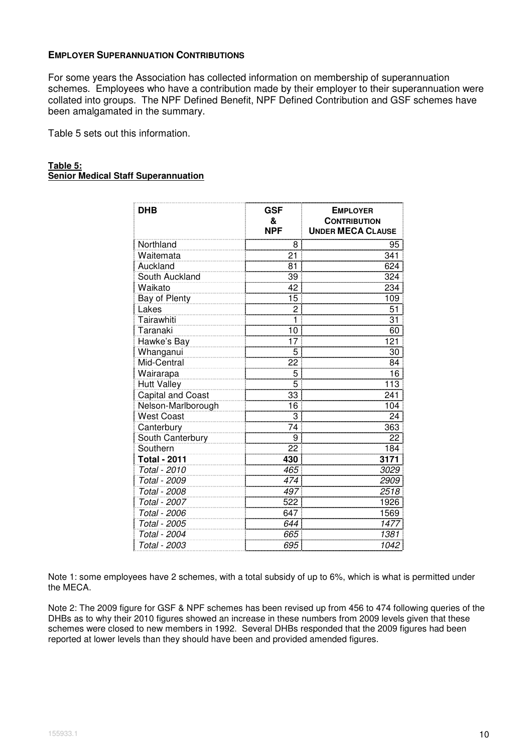**EMPLOYER SUPERANNUATION CONTRIBUTIONS**

For some years the Association has collected information on membership of superannuation schemes. Employees who have a contribution made by their employer to their superannuation were collated into groups. The NPF Defined Benefit, NPF Defined Contribution and GSF schemes have been amalgamated in the summary.

Table 5 sets out this information.

**Table 5:**
**Senior Medical Staff Superannuation**

| DHB | GSF & NPF | EMPLOYER CONTRIBUTION UNDER MECA CLAUSE |
|---|---|---|
| Northland | 8 | 95 |
| Waitemata | 21 | 341 |
| Auckland | 81 | 624 |
| South Auckland | 39 | 324 |
| Waikato | 42 | 234 |
| Bay of Plenty | 15 | 109 |
| Lakes | 2 | 51 |
| Tairawhiti | 1 | 31 |
| Taranaki | 10 | 60 |
| Hawke's Bay | 17 | 121 |
| Whanganui | 5 | 30 |
| Mid-Central | 22 | 84 |
| Wairarapa | 5 | 16 |
| Hutt Valley | 5 | 113 |
| Capital and Coast | 33 | 241 |
| Nelson-Marlborough | 16 | 104 |
| West Coast | 3 | 24 |
| Canterbury | 74 | 363 |
| South Canterbury | 9 | 22 |
| Southern | 22 | 184 |
| **Total - 2011** | **430** | **3171** |
| *Total - 2010* | *465* | *3029* |
| *Total - 2009* | *474* | *2909* |
| *Total - 2008* | *497* | *2518* |
| *Total - 2007* | 522 | 1926 |
| *Total - 2006* | 647 | 1569 |
| *Total - 2005* | *644* | *1477* |
| *Total - 2004* | *665* | *1381* |
| *Total - 2003* | *695* | *1042* |

Note 1: some employees have 2 schemes, with a total subsidy of up to 6%, which is what is permitted under the MECA.

Note 2: The 2009 figure for GSF & NPF schemes has been revised up from 456 to 474 following queries of the DHBs as to why their 2010 figures showed an increase in these numbers from 2009 levels given that these schemes were closed to new members in 1992. Several DHBs responded that the 2009 figures had been reported at lower levels than they should have been and provided amended figures.